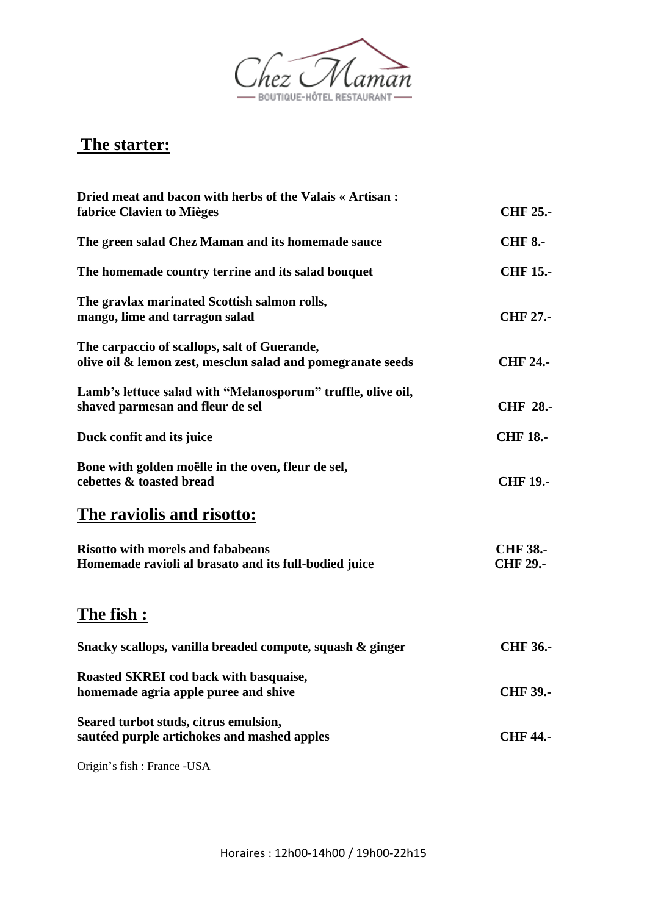Chez Maman

BOUTIQUE-HÔTEL RESTAURANT

## The starter:

| | |
|---|---|
| **Dried meat and bacon with herbs of the Valais « Artisan : fabrice Clavien to Mièges** | **CHF 25.-** |
| **The green salad Chez Maman and its homemade sauce** | **CHF 8.-** |
| **The homemade country terrine and its salad bouquet** | **CHF 15.-** |
| **The gravlax marinated Scottish salmon rolls, mango, lime and tarragon salad** | **CHF 27.-** |
| **The carpaccio of scallops, salt of Guerande, olive oil & lemon zest, mesclun salad and pomegranate seeds** | **CHF 24.-** |
| **Lamb's lettuce salad with "Melanosporum" truffle, olive oil, shaved parmesan and fleur de sel** | **CHF 28.-** |
| **Duck confit and its juice** | **CHF 18.-** |
| **Bone with golden moëlle in the oven, fleur de sel, cebettes & toasted bread** | **CHF 19.-** |

## The raviolis and risotto:

| | |
|---|---|
| **Risotto with morels and fababeans** | **CHF 38.-** |
| **Homemade ravioli al brasato and its full-bodied juice** | **CHF 29.-** |

## The fish :

| | |
|---|---|
| **Snacky scallops, vanilla breaded compote, squash & ginger** | **CHF 36.-** |
| **Roasted SKREI cod back with basquaise, homemade agria apple puree and shive** | **CHF 39.-** |
| **Seared turbot studs, citrus emulsion, sautéed purple artichokes and mashed apples** | **CHF 44.-** |

Origin's fish : France -USA

Horaires : 12h00-14h00 / 19h00-22h15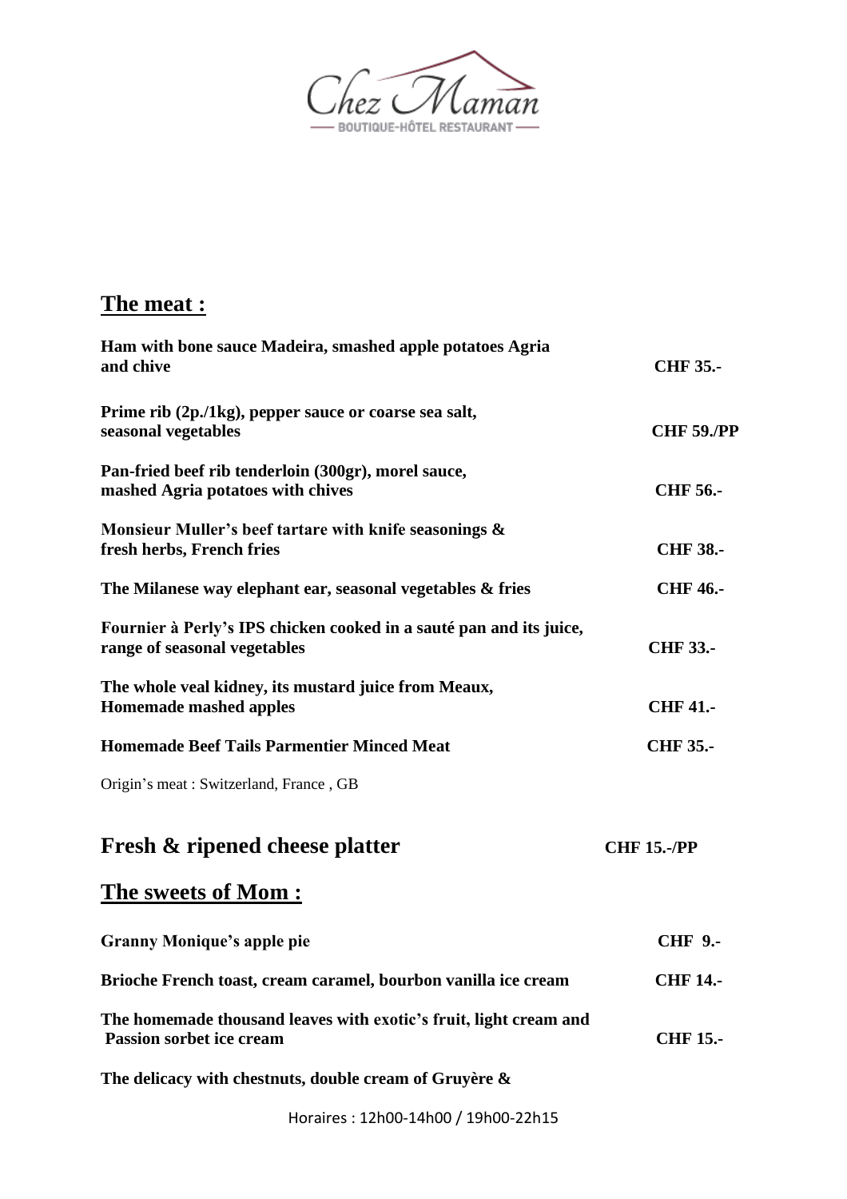Chez Maman

BOUTIQUE-HÔTEL RESTAURANT

## The meat :

| | |
|---|---|
| **Ham with bone sauce Madeira, smashed apple potatoes Agria and chive** | **CHF 35.-** |
| **Prime rib (2p./1kg), pepper sauce or coarse sea salt, seasonal vegetables** | **CHF 59./PP** |
| **Pan-fried beef rib tenderloin (300gr), morel sauce, mashed Agria potatoes with chives** | **CHF 56.-** |
| **Monsieur Muller's beef tartare with knife seasonings & fresh herbs, French fries** | **CHF 38.-** |
| **The Milanese way elephant ear, seasonal vegetables & fries** | **CHF 46.-** |
| **Fournier à Perly's IPS chicken cooked in a sauté pan and its juice, range of seasonal vegetables** | **CHF 33.-** |
| **The whole veal kidney, its mustard juice from Meaux, Homemade mashed apples** | **CHF 41.-** |
| **Homemade Beef Tails Parmentier Minced Meat** | **CHF 35.-** |

Origin's meat : Switzerland, France , GB

## Fresh & ripened cheese platter — **CHF 15.-/PP**

## The sweets of Mom :

| | |
|---|---|
| **Granny Monique's apple pie** | **CHF 9.-** |
| **Brioche French toast, cream caramel, bourbon vanilla ice cream** | **CHF 14.-** |
| **The homemade thousand leaves with exotic's fruit, light cream and Passion sorbet ice cream** | **CHF 15.-** |

**The delicacy with chestnuts, double cream of Gruyère &**

Horaires : 12h00-14h00 / 19h00-22h15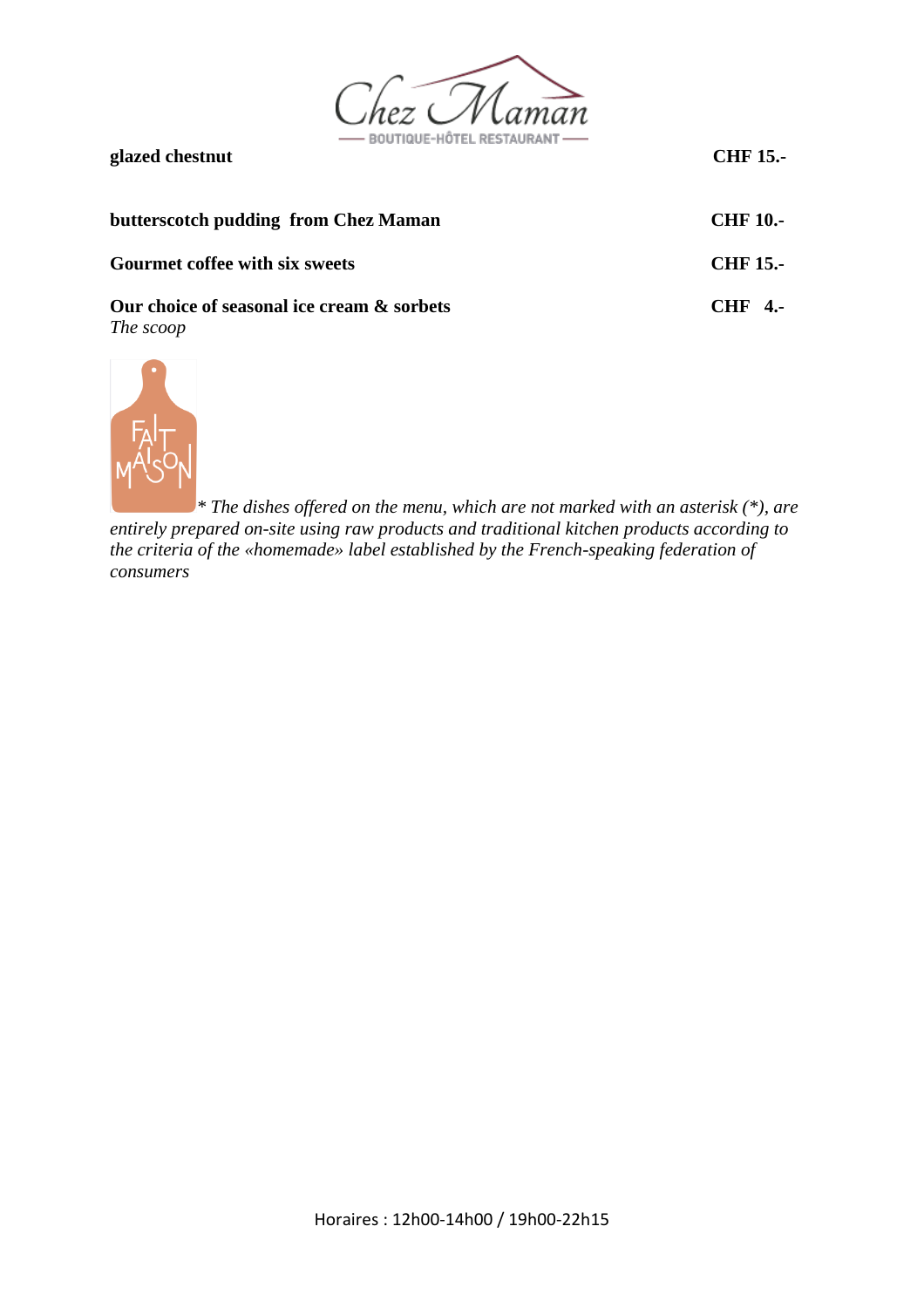| | |
|---|---|
| **glazed chestnut** | **CHF 15.-** |
| **butterscotch pudding  from Chez Maman** | **CHF 10.-** |
| **Gourmet coffee with six sweets** | **CHF 15.-** |
| **Our choice of seasonal ice cream & sorbets**<br>*The scoop* | **CHF 4.-** |

*\* The dishes offered on the menu, which are not marked with an asterisk (\*), are entirely prepared on-site using raw products and traditional kitchen products according to the criteria of the «homemade» label established by the French-speaking federation of consumers*

Horaires : 12h00-14h00 / 19h00-22h15